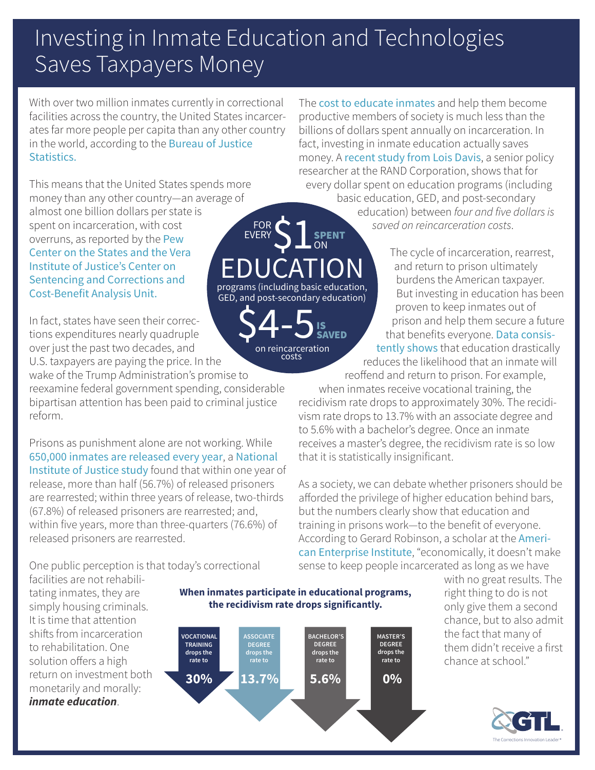# Investing in Inmate Education and Technologies Saves Taxpayers Money

With over two million inmates currently in correctional facilities across the country, the United States incarcerates far more people per capita than any other country in the world, according to the Bureau of Justice Statistics.

This means that the United States spends more money than any other country—an average of almost one billion dollars per state is spent on incarceration, with cost overruns, as reported by the Pew Center on the States and the Vera Institute of Justice's Center on Sentencing and Corrections and Cost-Benefit Analysis Unit.

In fact, states have seen their corrections expenditures nearly quadruple over just the past two decades, and U.S. taxpayers are paying the price. In the wake of the Trump Administration's promise to reexamine federal government spending, considerable bipartisan attention has been paid to criminal justice reform.

Prisons as punishment alone are not working. While 650,000 inmates are released every year, a National Institute of Justice study found that within one year of release, more than half (56.7%) of released prisoners are rearrested; within three years of release, two-thirds (67.8%) of released prisoners are rearrested; and, within five years, more than three-quarters (76.6%) of released prisoners are rearrested.

One public perception is that today's correctional facilities are not rehabilitating inmates, they are simply housing criminals. It is time that attention shifts from incarceration to rehabilitation. One solution offers a high return on investment both monetarily and morally: ***inmate education***.

**FOR EVERY $1 SPENT ON EDUCATION** programs (including basic education, GED, and post-secondary education) **$4-5 IS SAVED** on reincarceration costs

The cost to educate inmates and help them become productive members of society is much less than the billions of dollars spent annually on incarceration. In fact, investing in inmate education actually saves money. A recent study from Lois Davis, a senior policy researcher at the RAND Corporation, shows that for every dollar spent on education programs (including basic education, GED, and post-secondary education) between *four and five dollars is saved on reincarceration costs*.

The cycle of incarceration, rearrest, and return to prison ultimately burdens the American taxpayer. But investing in education has been proven to keep inmates out of prison and help them secure a future that benefits everyone. Data consistently shows that education drastically reduces the likelihood that an inmate will reoffend and return to prison. For example, when inmates receive vocational training, the recidivism rate drops to approximately 30%. The recidivism rate drops to 13.7% with an associate degree and to 5.6% with a bachelor's degree. Once an inmate receives a master's degree, the recidivism rate is so low that it is statistically insignificant.

As a society, we can debate whether prisoners should be afforded the privilege of higher education behind bars, but the numbers clearly show that education and training in prisons work—to the benefit of everyone. According to Gerard Robinson, a scholar at the American Enterprise Institute, "economically, it doesn't make sense to keep people incarcerated as long as we have with no great results. The right thing to do is not only give them a second chance, but to also admit the fact that many of them didn't receive a first chance at school."

**When inmates participate in educational programs, the recidivism rate drops significantly.**

| VOCATIONAL TRAINING drops the rate to | ASSOCIATE DEGREE drops the rate to | BACHELOR'S DEGREE drops the rate to | MASTER'S DEGREE drops the rate to |
|---|---|---|---|
| 30% | 13.7% | 5.6% | 0% |

GTL
The Corrections Innovation Leader®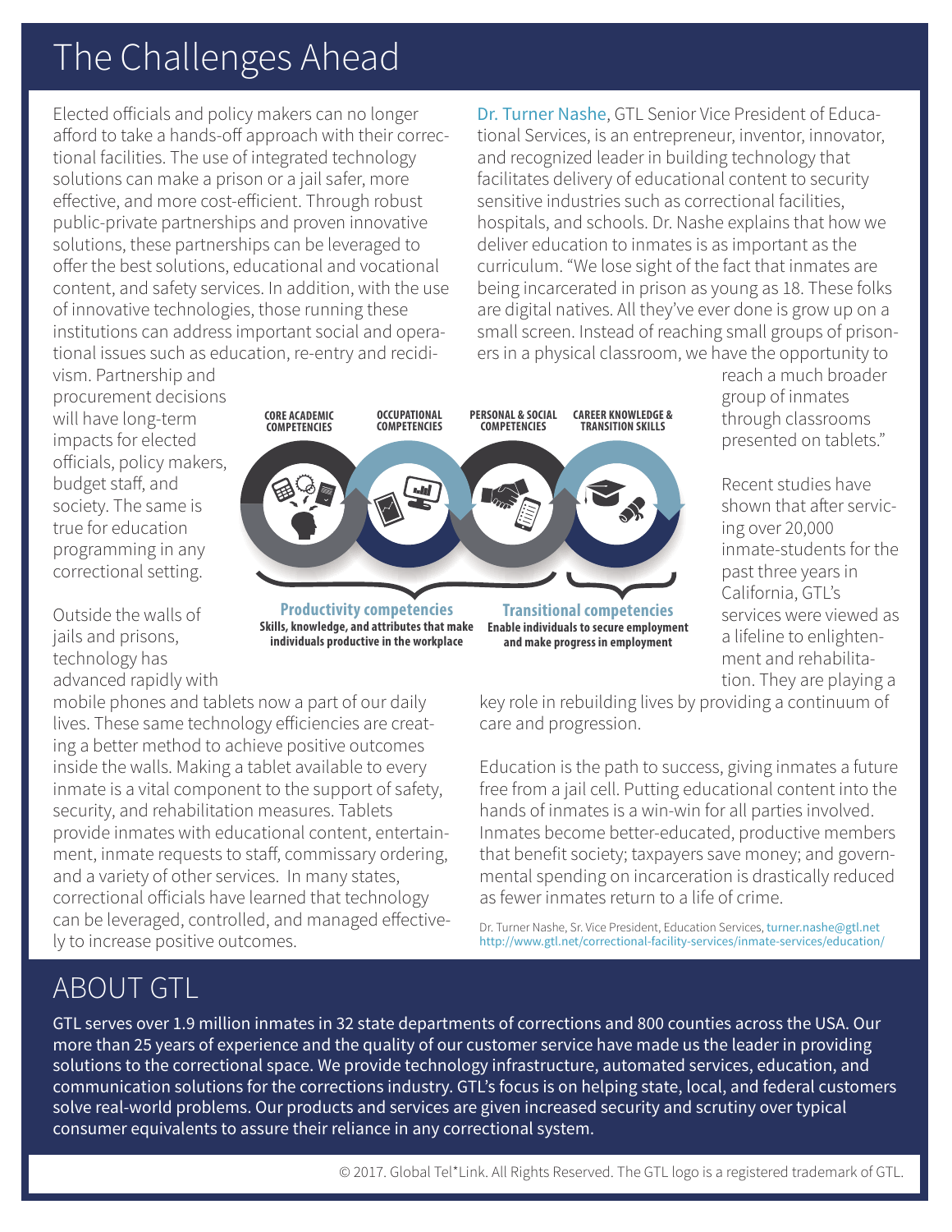# The Challenges Ahead

Elected officials and policy makers can no longer afford to take a hands-off approach with their correctional facilities. The use of integrated technology solutions can make a prison or a jail safer, more effective, and more cost-efficient. Through robust public-private partnerships and proven innovative solutions, these partnerships can be leveraged to offer the best solutions, educational and vocational content, and safety services. In addition, with the use of innovative technologies, those running these institutions can address important social and operational issues such as education, re-entry and recidivism. Partnership and procurement decisions will have long-term impacts for elected officials, policy makers, budget staff, and society. The same is true for education programming in any correctional setting.

Outside the walls of jails and prisons, technology has advanced rapidly with mobile phones and tablets now a part of our daily lives. These same technology efficiencies are creating a better method to achieve positive outcomes inside the walls. Making a tablet available to every inmate is a vital component to the support of safety, security, and rehabilitation measures. Tablets provide inmates with educational content, entertainment, inmate requests to staff, commissary ordering, and a variety of other services. In many states, correctional officials have learned that technology can be leveraged, controlled, and managed effectively to increase positive outcomes.

CORE ACADEMIC COMPETENCIES

OCCUPATIONAL COMPETENCIES

PERSONAL & SOCIAL COMPETENCIES

CAREER KNOWLEDGE & TRANSITION SKILLS

**Productivity competencies**
Skills, knowledge, and attributes that make individuals productive in the workplace

**Transitional competencies**
Enable individuals to secure employment and make progress in employment

Dr. Turner Nashe, GTL Senior Vice President of Educational Services, is an entrepreneur, inventor, innovator, and recognized leader in building technology that facilitates delivery of educational content to security sensitive industries such as correctional facilities, hospitals, and schools. Dr. Nashe explains that how we deliver education to inmates is as important as the curriculum. "We lose sight of the fact that inmates are being incarcerated in prison as young as 18. These folks are digital natives. All they've ever done is grow up on a small screen. Instead of reaching small groups of prisoners in a physical classroom, we have the opportunity to reach a much broader group of inmates through classrooms presented on tablets."

Recent studies have shown that after servicing over 20,000 inmate-students for the past three years in California, GTL's services were viewed as a lifeline to enlightenment and rehabilitation. They are playing a key role in rebuilding lives by providing a continuum of care and progression.

Education is the path to success, giving inmates a future free from a jail cell. Putting educational content into the hands of inmates is a win-win for all parties involved. Inmates become better-educated, productive members that benefit society; taxpayers save money; and governmental spending on incarceration is drastically reduced as fewer inmates return to a life of crime.

Dr. Turner Nashe, Sr. Vice President, Education Services, turner.nashe@gtl.net
http://www.gtl.net/correctional-facility-services/inmate-services/education/

# ABOUT GTL

GTL serves over 1.9 million inmates in 32 state departments of corrections and 800 counties across the USA. Our more than 25 years of experience and the quality of our customer service have made us the leader in providing solutions to the correctional space. We provide technology infrastructure, automated services, education, and communication solutions for the corrections industry. GTL's focus is on helping state, local, and federal customers solve real-world problems. Our products and services are given increased security and scrutiny over typical consumer equivalents to assure their reliance in any correctional system.

© 2017. Global Tel*Link. All Rights Reserved. The GTL logo is a registered trademark of GTL.